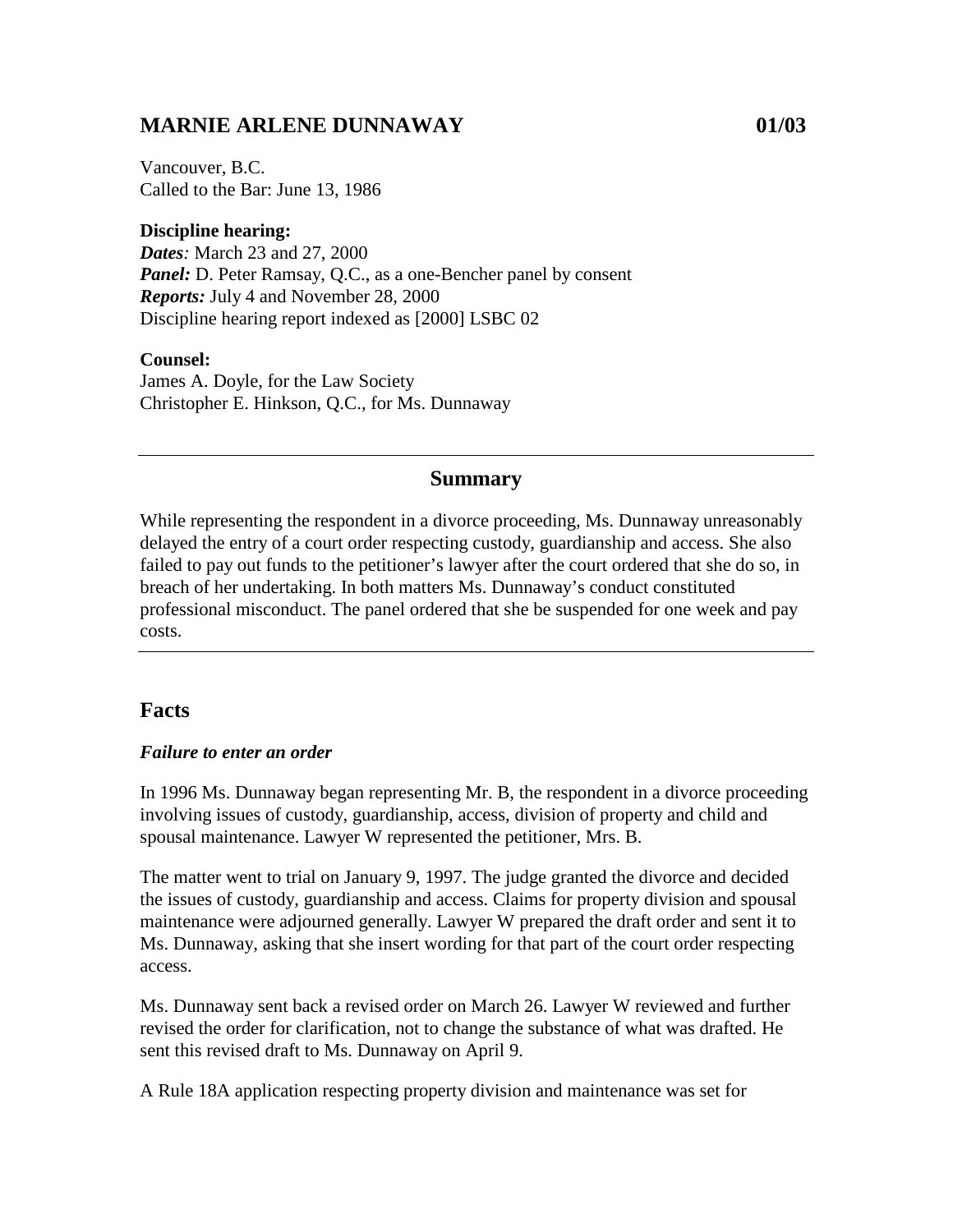# MARNIE ARLENE DUNNAWAY 01/03

Vancouver, B.C.
Called to the Bar: June 13, 1986

**Discipline hearing:**
***Dates**:* March 23 and 27, 2000
***Panel:*** D. Peter Ramsay, Q.C., as a one-Bencher panel by consent
***Reports:*** July 4 and November 28, 2000
Discipline hearing report indexed as [2000] LSBC 02

**Counsel:**
James A. Doyle, for the Law Society
Christopher E. Hinkson, Q.C., for Ms. Dunnaway

---

## Summary

While representing the respondent in a divorce proceeding, Ms. Dunnaway unreasonably delayed the entry of a court order respecting custody, guardianship and access. She also failed to pay out funds to the petitioner's lawyer after the court ordered that she do so, in breach of her undertaking. In both matters Ms. Dunnaway's conduct constituted professional misconduct. The panel ordered that she be suspended for one week and pay costs.

---

## Facts

### *Failure to enter an order*

In 1996 Ms. Dunnaway began representing Mr. B, the respondent in a divorce proceeding involving issues of custody, guardianship, access, division of property and child and spousal maintenance. Lawyer W represented the petitioner, Mrs. B.

The matter went to trial on January 9, 1997. The judge granted the divorce and decided the issues of custody, guardianship and access. Claims for property division and spousal maintenance were adjourned generally. Lawyer W prepared the draft order and sent it to Ms. Dunnaway, asking that she insert wording for that part of the court order respecting access.

Ms. Dunnaway sent back a revised order on March 26. Lawyer W reviewed and further revised the order for clarification, not to change the substance of what was drafted. He sent this revised draft to Ms. Dunnaway on April 9.

A Rule 18A application respecting property division and maintenance was set for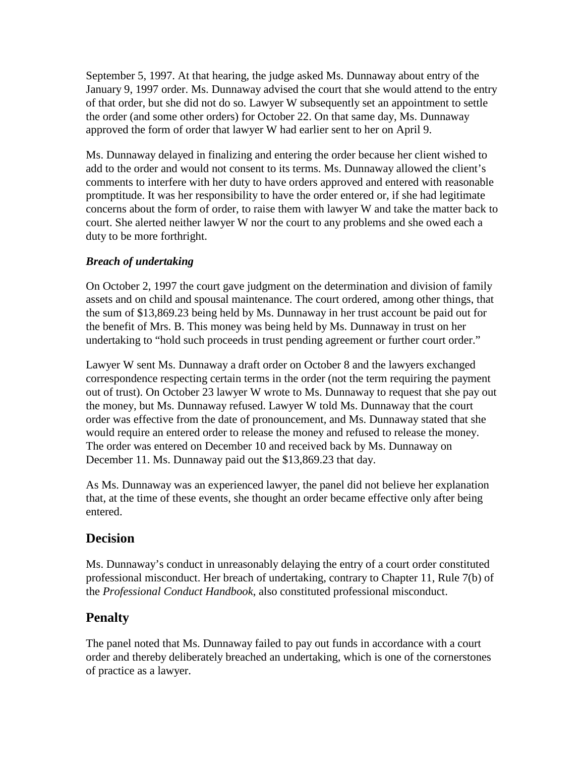September 5, 1997. At that hearing, the judge asked Ms. Dunnaway about entry of the January 9, 1997 order. Ms. Dunnaway advised the court that she would attend to the entry of that order, but she did not do so. Lawyer W subsequently set an appointment to settle the order (and some other orders) for October 22. On that same day, Ms. Dunnaway approved the form of order that lawyer W had earlier sent to her on April 9.

Ms. Dunnaway delayed in finalizing and entering the order because her client wished to add to the order and would not consent to its terms. Ms. Dunnaway allowed the client's comments to interfere with her duty to have orders approved and entered with reasonable promptitude. It was her responsibility to have the order entered or, if she had legitimate concerns about the form of order, to raise them with lawyer W and take the matter back to court. She alerted neither lawyer W nor the court to any problems and she owed each a duty to be more forthright.

***Breach of undertaking***

On October 2, 1997 the court gave judgment on the determination and division of family assets and on child and spousal maintenance. The court ordered, among other things, that the sum of $13,869.23 being held by Ms. Dunnaway in her trust account be paid out for the benefit of Mrs. B. This money was being held by Ms. Dunnaway in trust on her undertaking to "hold such proceeds in trust pending agreement or further court order."

Lawyer W sent Ms. Dunnaway a draft order on October 8 and the lawyers exchanged correspondence respecting certain terms in the order (not the term requiring the payment out of trust). On October 23 lawyer W wrote to Ms. Dunnaway to request that she pay out the money, but Ms. Dunnaway refused. Lawyer W told Ms. Dunnaway that the court order was effective from the date of pronouncement, and Ms. Dunnaway stated that she would require an entered order to release the money and refused to release the money. The order was entered on December 10 and received back by Ms. Dunnaway on December 11. Ms. Dunnaway paid out the $13,869.23 that day.

As Ms. Dunnaway was an experienced lawyer, the panel did not believe her explanation that, at the time of these events, she thought an order became effective only after being entered.

## Decision

Ms. Dunnaway's conduct in unreasonably delaying the entry of a court order constituted professional misconduct. Her breach of undertaking, contrary to Chapter 11, Rule 7(b) of the *Professional Conduct Handbook*, also constituted professional misconduct.

## Penalty

The panel noted that Ms. Dunnaway failed to pay out funds in accordance with a court order and thereby deliberately breached an undertaking, which is one of the cornerstones of practice as a lawyer.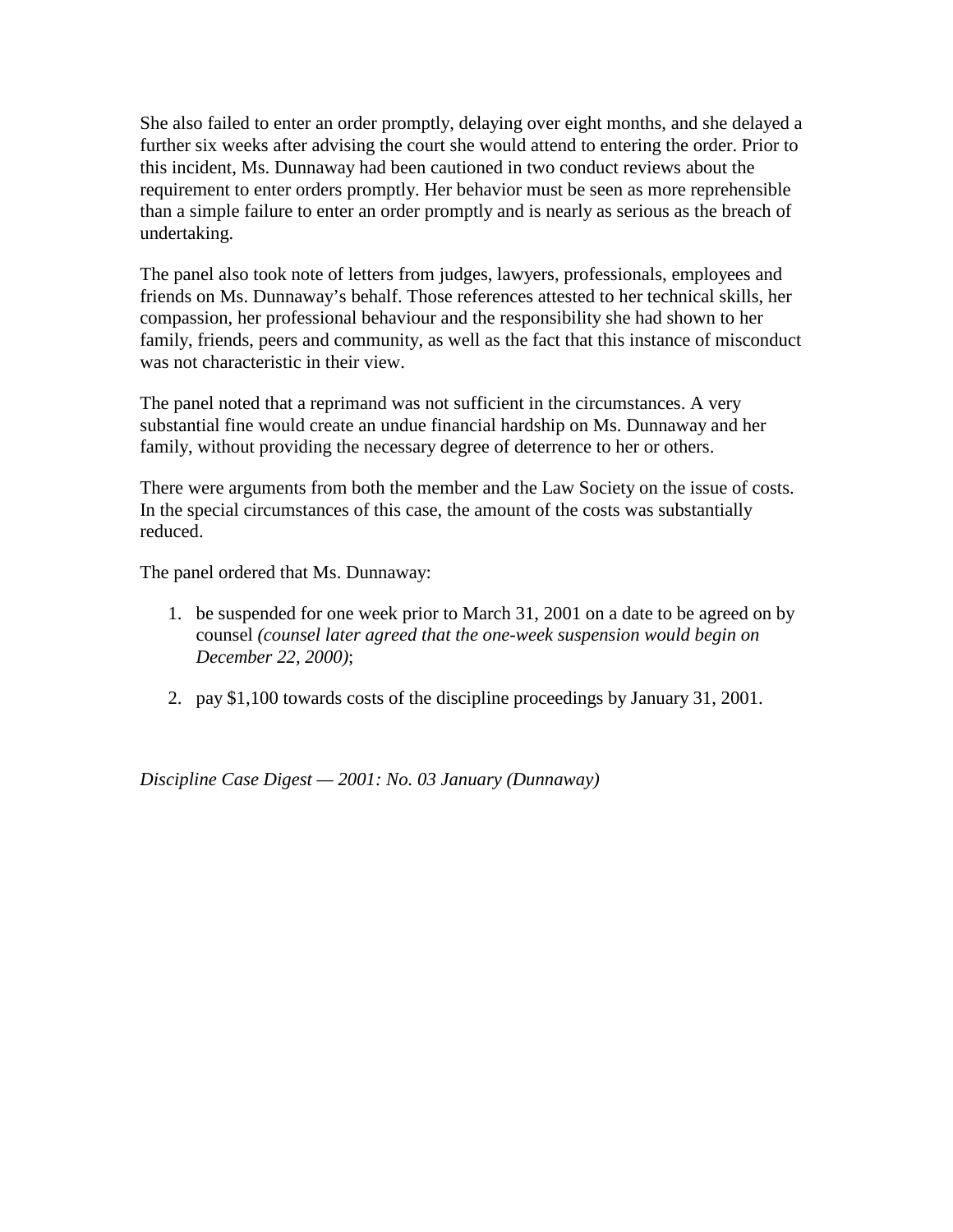She also failed to enter an order promptly, delaying over eight months, and she delayed a further six weeks after advising the court she would attend to entering the order. Prior to this incident, Ms. Dunnaway had been cautioned in two conduct reviews about the requirement to enter orders promptly. Her behavior must be seen as more reprehensible than a simple failure to enter an order promptly and is nearly as serious as the breach of undertaking.

The panel also took note of letters from judges, lawyers, professionals, employees and friends on Ms. Dunnaway's behalf. Those references attested to her technical skills, her compassion, her professional behaviour and the responsibility she had shown to her family, friends, peers and community, as well as the fact that this instance of misconduct was not characteristic in their view.

The panel noted that a reprimand was not sufficient in the circumstances. A very substantial fine would create an undue financial hardship on Ms. Dunnaway and her family, without providing the necessary degree of deterrence to her or others.

There were arguments from both the member and the Law Society on the issue of costs. In the special circumstances of this case, the amount of the costs was substantially reduced.

The panel ordered that Ms. Dunnaway:

1. be suspended for one week prior to March 31, 2001 on a date to be agreed on by counsel *(counsel later agreed that the one-week suspension would begin on December 22, 2000)*;

2. pay $1,100 towards costs of the discipline proceedings by January 31, 2001.

*Discipline Case Digest — 2001: No. 03 January (Dunnaway)*